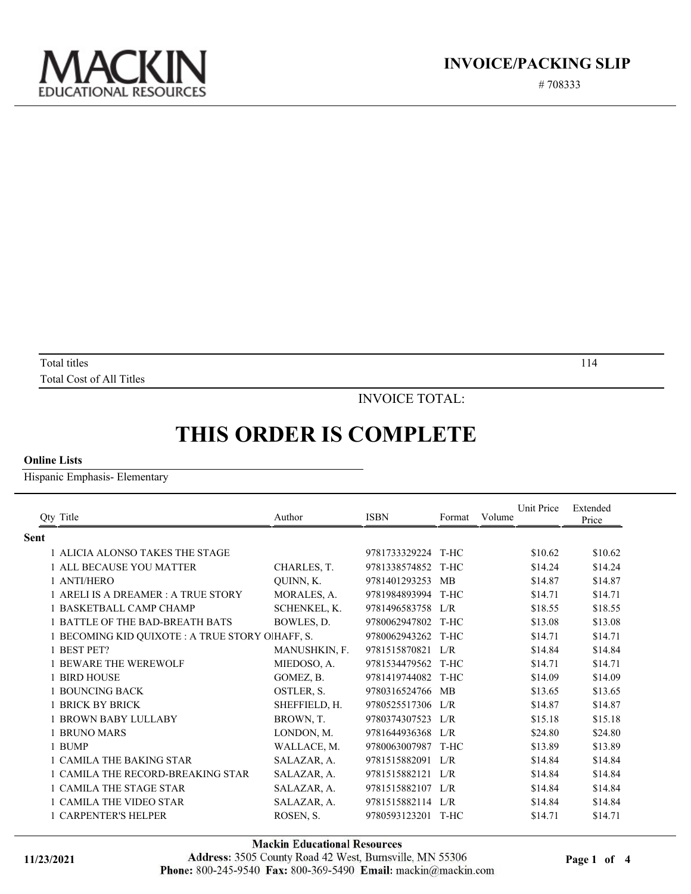# MACKIN
EDUCATIONAL RESOURCES

## INVOICE/PACKING SLIP

# 708333

| | |
|---|---|
| Total titles | 114 |
| Total Cost of All Titles | |

INVOICE TOTAL:

# THIS ORDER IS COMPLETE

**Online Lists**

Hispanic Emphasis- Elementary

| Qty | Title | Author | ISBN | Format | Volume | Unit Price | Extended Price |
|---|---|---|---|---|---|---|---|
| **Sent** | | | | | | | |
| 1 | ALICIA ALONSO TAKES THE STAGE | | 9781733329224 | T-HC | | $10.62 | $10.62 |
| 1 | ALL BECAUSE YOU MATTER | CHARLES, T. | 9781338574852 | T-HC | | $14.24 | $14.24 |
| 1 | ANTI/HERO | QUINN, K. | 9781401293253 | MB | | $14.87 | $14.87 |
| 1 | ARELI IS A DREAMER : A TRUE STORY | MORALES, A. | 9781984893994 | T-HC | | $14.71 | $14.71 |
| 1 | BASKETBALL CAMP CHAMP | SCHENKEL, K. | 9781496583758 | L/R | | $18.55 | $18.55 |
| 1 | BATTLE OF THE BAD-BREATH BATS | BOWLES, D. | 9780062947802 | T-HC | | $13.08 | $13.08 |
| 1 | BECOMING KID QUIXOTE : A TRUE STORY O | HAFF, S. | 9780062943262 | T-HC | | $14.71 | $14.71 |
| 1 | BEST PET? | MANUSHKIN, F. | 9781515870821 | L/R | | $14.84 | $14.84 |
| 1 | BEWARE THE WEREWOLF | MIEDOSO, A. | 9781534479562 | T-HC | | $14.71 | $14.71 |
| 1 | BIRD HOUSE | GOMEZ, B. | 9781419744082 | T-HC | | $14.09 | $14.09 |
| 1 | BOUNCING BACK | OSTLER, S. | 9780316524766 | MB | | $13.65 | $13.65 |
| 1 | BRICK BY BRICK | SHEFFIELD, H. | 9780525517306 | L/R | | $14.87 | $14.87 |
| 1 | BROWN BABY LULLABY | BROWN, T. | 9780374307523 | L/R | | $15.18 | $15.18 |
| 1 | BRUNO MARS | LONDON, M. | 9781644936368 | L/R | | $24.80 | $24.80 |
| 1 | BUMP | WALLACE, M. | 9780063007987 | T-HC | | $13.89 | $13.89 |
| 1 | CAMILA THE BAKING STAR | SALAZAR, A. | 9781515882091 | L/R | | $14.84 | $14.84 |
| 1 | CAMILA THE RECORD-BREAKING STAR | SALAZAR, A. | 9781515882121 | L/R | | $14.84 | $14.84 |
| 1 | CAMILA THE STAGE STAR | SALAZAR, A. | 9781515882107 | L/R | | $14.84 | $14.84 |
| 1 | CAMILA THE VIDEO STAR | SALAZAR, A. | 9781515882114 | L/R | | $14.84 | $14.84 |
| 1 | CARPENTER'S HELPER | ROSEN, S. | 9780593123201 | T-HC | | $14.71 | $14.71 |

11/23/2021

**Mackin Educational Resources**
**Address:** 3505 County Road 42 West, Burnsville, MN 55306
**Phone:** 800-245-9540 **Fax:** 800-369-5490 **Email:** mackin@mackin.com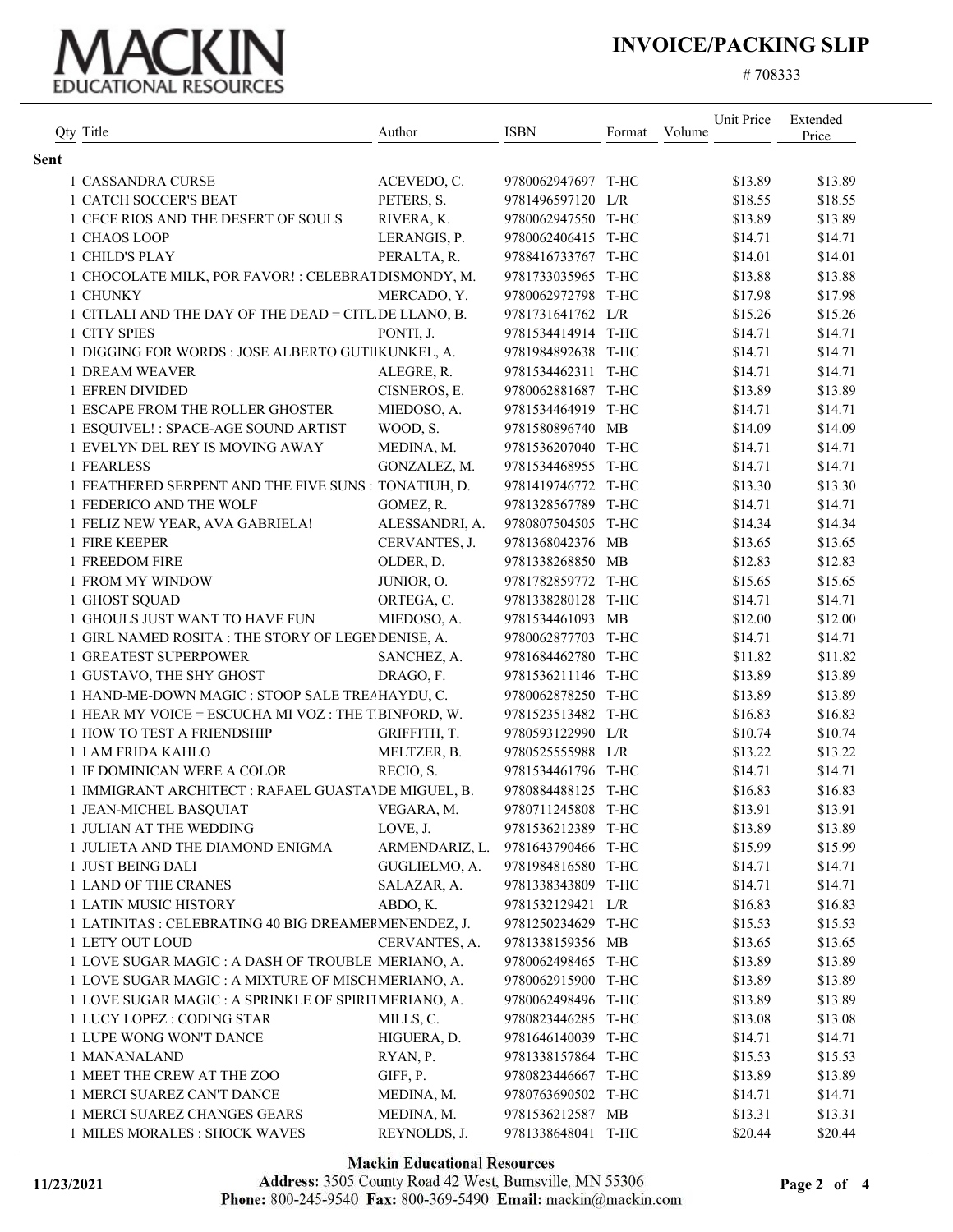# MACKIN EDUCATIONAL RESOURCES

## INVOICE/PACKING SLIP

# 708333

| Qty | Title | Author | ISBN | Format | Volume | Unit Price | Extended Price |
|---|---|---|---|---|---|---|---|
| **Sent** | | | | | | | |
| 1 | CASSANDRA CURSE | ACEVEDO, C. | 9780062947697 | T-HC | | $13.89 | $13.89 |
| 1 | CATCH SOCCER'S BEAT | PETERS, S. | 9781496597120 | L/R | | $18.55 | $18.55 |
| 1 | CECE RIOS AND THE DESERT OF SOULS | RIVERA, K. | 9780062947550 | T-HC | | $13.89 | $13.89 |
| 1 | CHAOS LOOP | LERANGIS, P. | 9780062406415 | T-HC | | $14.71 | $14.71 |
| 1 | CHILD'S PLAY | PERALTA, R. | 9788416733767 | T-HC | | $14.01 | $14.01 |
| 1 | CHOCOLATE MILK, POR FAVOR! : CELEBRAT | DISMONDY, M. | 9781733035965 | T-HC | | $13.88 | $13.88 |
| 1 | CHUNKY | MERCADO, Y. | 9780062972798 | T-HC | | $17.98 | $17.98 |
| 1 | CITLALI AND THE DAY OF THE DEAD = CITL. | DE LLANO, B. | 9781731641762 | L/R | | $15.26 | $15.26 |
| 1 | CITY SPIES | PONTI, J. | 9781534414914 | T-HC | | $14.71 | $14.71 |
| 1 | DIGGING FOR WORDS : JOSE ALBERTO GUTI | KUNKEL, A. | 9781984892638 | T-HC | | $14.71 | $14.71 |
| 1 | DREAM WEAVER | ALEGRE, R. | 9781534462311 | T-HC | | $14.71 | $14.71 |
| 1 | EFREN DIVIDED | CISNEROS, E. | 9780062881687 | T-HC | | $13.89 | $13.89 |
| 1 | ESCAPE FROM THE ROLLER GHOSTER | MIEDOSO, A. | 9781534464919 | T-HC | | $14.71 | $14.71 |
| 1 | ESQUIVEL! : SPACE-AGE SOUND ARTIST | WOOD, S. | 9781580896740 | MB | | $14.09 | $14.09 |
| 1 | EVELYN DEL REY IS MOVING AWAY | MEDINA, M. | 9781536207040 | T-HC | | $14.71 | $14.71 |
| 1 | FEARLESS | GONZALEZ, M. | 9781534468955 | T-HC | | $14.71 | $14.71 |
| 1 | FEATHERED SERPENT AND THE FIVE SUNS : | TONATIUH, D. | 9781419746772 | T-HC | | $13.30 | $13.30 |
| 1 | FEDERICO AND THE WOLF | GOMEZ, R. | 9781328567789 | T-HC | | $14.71 | $14.71 |
| 1 | FELIZ NEW YEAR, AVA GABRIELA! | ALESSANDRI, A. | 9780807504505 | T-HC | | $14.34 | $14.34 |
| 1 | FIRE KEEPER | CERVANTES, J. | 9781368042376 | MB | | $13.65 | $13.65 |
| 1 | FREEDOM FIRE | OLDER, D. | 9781338268850 | MB | | $12.83 | $12.83 |
| 1 | FROM MY WINDOW | JUNIOR, O. | 9781782859772 | T-HC | | $15.65 | $15.65 |
| 1 | GHOST SQUAD | ORTEGA, C. | 9781338280128 | T-HC | | $14.71 | $14.71 |
| 1 | GHOULS JUST WANT TO HAVE FUN | MIEDOSO, A. | 9781534461093 | MB | | $12.00 | $12.00 |
| 1 | GIRL NAMED ROSITA : THE STORY OF LEGEN | DENISE, A. | 9780062877703 | T-HC | | $14.71 | $14.71 |
| 1 | GREATEST SUPERPOWER | SANCHEZ, A. | 9781684462780 | T-HC | | $11.82 | $11.82 |
| 1 | GUSTAVO, THE SHY GHOST | DRAGO, F. | 9781536211146 | T-HC | | $13.89 | $13.89 |
| 1 | HAND-ME-DOWN MAGIC : STOOP SALE TREA | HAYDU, C. | 9780062878250 | T-HC | | $13.89 | $13.89 |
| 1 | HEAR MY VOICE = ESCUCHA MI VOZ : THE T | BINFORD, W. | 9781523513482 | T-HC | | $16.83 | $16.83 |
| 1 | HOW TO TEST A FRIENDSHIP | GRIFFITH, T. | 9780593122990 | L/R | | $10.74 | $10.74 |
| 1 | I AM FRIDA KAHLO | MELTZER, B. | 9780525555988 | L/R | | $13.22 | $13.22 |
| 1 | IF DOMINICAN WERE A COLOR | RECIO, S. | 9781534461796 | T-HC | | $14.71 | $14.71 |
| 1 | IMMIGRANT ARCHITECT : RAFAEL GUASTAV | DE MIGUEL, B. | 9780884488125 | T-HC | | $16.83 | $16.83 |
| 1 | JEAN-MICHEL BASQUIAT | VEGARA, M. | 9780711245808 | T-HC | | $13.91 | $13.91 |
| 1 | JULIAN AT THE WEDDING | LOVE, J. | 9781536212389 | T-HC | | $13.89 | $13.89 |
| 1 | JULIETA AND THE DIAMOND ENIGMA | ARMENDARIZ, L. | 9781643790466 | T-HC | | $15.99 | $15.99 |
| 1 | JUST BEING DALI | GUGLIELMO, A. | 9781984816580 | T-HC | | $14.71 | $14.71 |
| 1 | LAND OF THE CRANES | SALAZAR, A. | 9781338343809 | T-HC | | $14.71 | $14.71 |
| 1 | LATIN MUSIC HISTORY | ABDO, K. | 9781532129421 | L/R | | $16.83 | $16.83 |
| 1 | LATINITAS : CELEBRATING 40 BIG DREAMER | MENENDEZ, J. | 9781250234629 | T-HC | | $15.53 | $15.53 |
| 1 | LETY OUT LOUD | CERVANTES, A. | 9781338159356 | MB | | $13.65 | $13.65 |
| 1 | LOVE SUGAR MAGIC : A DASH OF TROUBLE | MERIANO, A. | 9780062498465 | T-HC | | $13.89 | $13.89 |
| 1 | LOVE SUGAR MAGIC : A MIXTURE OF MISCH | MERIANO, A. | 9780062915900 | T-HC | | $13.89 | $13.89 |
| 1 | LOVE SUGAR MAGIC : A SPRINKLE OF SPIRIT | MERIANO, A. | 9780062498496 | T-HC | | $13.89 | $13.89 |
| 1 | LUCY LOPEZ : CODING STAR | MILLS, C. | 9780823446285 | T-HC | | $13.08 | $13.08 |
| 1 | LUPE WONG WON'T DANCE | HIGUERA, D. | 9781646140039 | T-HC | | $14.71 | $14.71 |
| 1 | MANANALAND | RYAN, P. | 9781338157864 | T-HC | | $15.53 | $15.53 |
| 1 | MEET THE CREW AT THE ZOO | GIFF, P. | 9780823446667 | T-HC | | $13.89 | $13.89 |
| 1 | MERCI SUAREZ CAN'T DANCE | MEDINA, M. | 9780763690502 | T-HC | | $14.71 | $14.71 |
| 1 | MERCI SUAREZ CHANGES GEARS | MEDINA, M. | 9781536212587 | MB | | $13.31 | $13.31 |
| 1 | MILES MORALES : SHOCK WAVES | REYNOLDS, J. | 9781338648041 | T-HC | | $20.44 | $20.44 |

11/23/2021

**Mackin Educational Resources**
**Address:** 3505 County Road 42 West, Burnsville, MN 55306
**Phone:** 800-245-9540 **Fax:** 800-369-5490 **Email:** mackin@mackin.com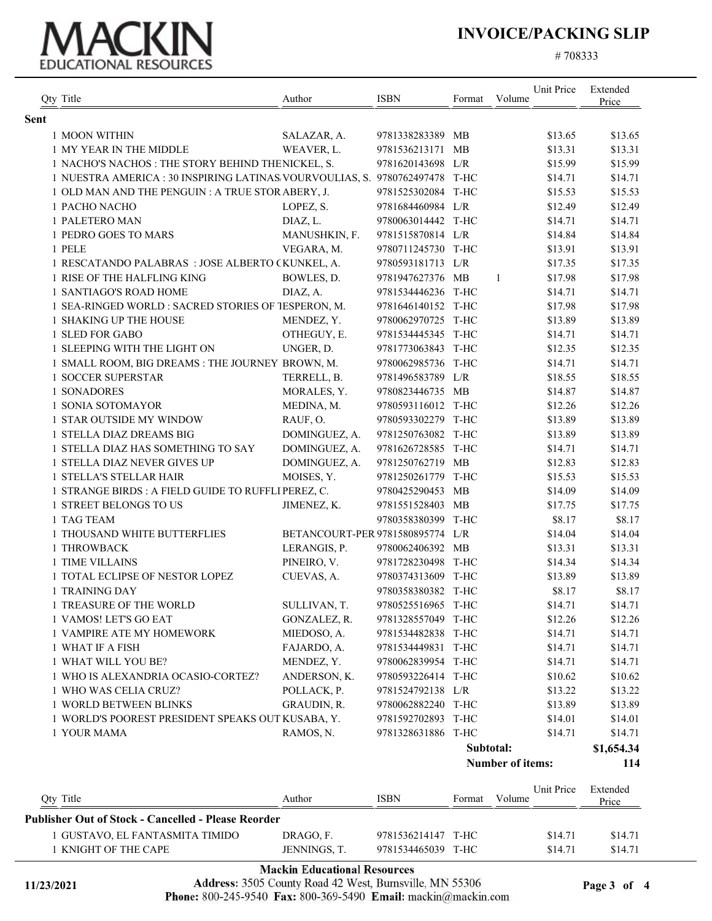# MACKIN
EDUCATIONAL RESOURCES

## INVOICE/PACKING SLIP

# 708333

| Qty | Title | Author | ISBN | Format | Volume | Unit Price | Extended Price |
|---|---|---|---|---|---|---|---|
| **Sent** | | | | | | | |
| 1 | MOON WITHIN | SALAZAR, A. | 9781338283389 | MB | | $13.65 | $13.65 |
| 1 | MY YEAR IN THE MIDDLE | WEAVER, L. | 9781536213171 | MB | | $13.31 | $13.31 |
| 1 | NACHO'S NACHOS : THE STORY BEHIND THE | NICKEL, S. | 9781620143698 | L/R | | $15.99 | $15.99 |
| 1 | NUESTRA AMERICA : 30 INSPIRING LATINAS | VOURVOULIAS, S. | 9780762497478 | T-HC | | $14.71 | $14.71 |
| 1 | OLD MAN AND THE PENGUIN : A TRUE STOR | ABERY, J. | 9781525302084 | T-HC | | $15.53 | $15.53 |
| 1 | PACHO NACHO | LOPEZ, S. | 9781684460984 | L/R | | $12.49 | $12.49 |
| 1 | PALETERO MAN | DIAZ, L. | 9780063014442 | T-HC | | $14.71 | $14.71 |
| 1 | PEDRO GOES TO MARS | MANUSHKIN, F. | 9781515870814 | L/R | | $14.84 | $14.84 |
| 1 | PELE | VEGARA, M. | 9780711245730 | T-HC | | $13.91 | $13.91 |
| 1 | RESCATANDO PALABRAS : JOSE ALBERTO C | KUNKEL, A. | 9780593181713 | L/R | | $17.35 | $17.35 |
| 1 | RISE OF THE HALFLING KING | BOWLES, D. | 9781947627376 | MB | 1 | $17.98 | $17.98 |
| 1 | SANTIAGO'S ROAD HOME | DIAZ, A. | 9781534446236 | T-HC | | $14.71 | $14.71 |
| 1 | SEA-RINGED WORLD : SACRED STORIES OF T | ESPERON, M. | 9781646140152 | T-HC | | $17.98 | $17.98 |
| 1 | SHAKING UP THE HOUSE | MENDEZ, Y. | 9780062970725 | T-HC | | $13.89 | $13.89 |
| 1 | SLED FOR GABO | OTHEGUY, E. | 9781534445345 | T-HC | | $14.71 | $14.71 |
| 1 | SLEEPING WITH THE LIGHT ON | UNGER, D. | 9781773063843 | T-HC | | $12.35 | $12.35 |
| 1 | SMALL ROOM, BIG DREAMS : THE JOURNEY | BROWN, M. | 9780062985736 | T-HC | | $14.71 | $14.71 |
| 1 | SOCCER SUPERSTAR | TERRELL, B. | 9781496583789 | L/R | | $18.55 | $18.55 |
| 1 | SONADORES | MORALES, Y. | 9780823446735 | MB | | $14.87 | $14.87 |
| 1 | SONIA SOTOMAYOR | MEDINA, M. | 9780593116012 | T-HC | | $12.26 | $12.26 |
| 1 | STAR OUTSIDE MY WINDOW | RAUF, O. | 9780593302279 | T-HC | | $13.89 | $13.89 |
| 1 | STELLA DIAZ DREAMS BIG | DOMINGUEZ, A. | 9781250763082 | T-HC | | $13.89 | $13.89 |
| 1 | STELLA DIAZ HAS SOMETHING TO SAY | DOMINGUEZ, A. | 9781626728585 | T-HC | | $14.71 | $14.71 |
| 1 | STELLA DIAZ NEVER GIVES UP | DOMINGUEZ, A. | 9781250762719 | MB | | $12.83 | $12.83 |
| 1 | STELLA'S STELLAR HAIR | MOISES, Y. | 9781250261779 | T-HC | | $15.53 | $15.53 |
| 1 | STRANGE BIRDS : A FIELD GUIDE TO RUFFLI | PEREZ, C. | 9780425290453 | MB | | $14.09 | $14.09 |
| 1 | STREET BELONGS TO US | JIMENEZ, K. | 9781551528403 | MB | | $17.75 | $17.75 |
| 1 | TAG TEAM | | 9780358380399 | T-HC | | $8.17 | $8.17 |
| 1 | THOUSAND WHITE BUTTERFLIES | BETANCOURT-PER | 9781580895774 | L/R | | $14.04 | $14.04 |
| 1 | THROWBACK | LERANGIS, P. | 9780062406392 | MB | | $13.31 | $13.31 |
| 1 | TIME VILLAINS | PINEIRO, V. | 9781728230498 | T-HC | | $14.34 | $14.34 |
| 1 | TOTAL ECLIPSE OF NESTOR LOPEZ | CUEVAS, A. | 9780374313609 | T-HC | | $13.89 | $13.89 |
| 1 | TRAINING DAY | | 9780358380382 | T-HC | | $8.17 | $8.17 |
| 1 | TREASURE OF THE WORLD | SULLIVAN, T. | 9780525516965 | T-HC | | $14.71 | $14.71 |
| 1 | VAMOS! LET'S GO EAT | GONZALEZ, R. | 9781328557049 | T-HC | | $12.26 | $12.26 |
| 1 | VAMPIRE ATE MY HOMEWORK | MIEDOSO, A. | 9781534482838 | T-HC | | $14.71 | $14.71 |
| 1 | WHAT IF A FISH | FAJARDO, A. | 9781534449831 | T-HC | | $14.71 | $14.71 |
| 1 | WHAT WILL YOU BE? | MENDEZ, Y. | 9780062839954 | T-HC | | $14.71 | $14.71 |
| 1 | WHO IS ALEXANDRIA OCASIO-CORTEZ? | ANDERSON, K. | 9780593226414 | T-HC | | $10.62 | $10.62 |
| 1 | WHO WAS CELIA CRUZ? | POLLACK, P. | 9781524792138 | L/R | | $13.22 | $13.22 |
| 1 | WORLD BETWEEN BLINKS | GRAUDIN, R. | 9780062882240 | T-HC | | $13.89 | $13.89 |
| 1 | WORLD'S POOREST PRESIDENT SPEAKS OUT | KUSABA, Y. | 9781592702893 | T-HC | | $14.01 | $14.01 |
| 1 | YOUR MAMA | RAMOS, N. | 9781328631886 | T-HC | | $14.71 | $14.71 |
| | | | | **Subtotal:** | | | **$1,654.34** |
| | | | | **Number of items:** | | | **114** |

| Qty | Title | Author | ISBN | Format | Volume | Unit Price | Extended Price |
|---|---|---|---|---|---|---|---|
| **Publisher Out of Stock - Cancelled - Please Reorder** | | | | | | | |
| 1 | GUSTAVO, EL FANTASMITA TIMIDO | DRAGO, F. | 9781536214147 | T-HC | | $14.71 | $14.71 |
| 1 | KNIGHT OF THE CAPE | JENNINGS, T. | 9781534465039 | T-HC | | $14.71 | $14.71 |

11/23/2021

**Mackin Educational Resources**
**Address:** 3505 County Road 42 West, Burnsville, MN 55306
**Phone:** 800-245-9540 **Fax:** 800-369-5490 **Email:** mackin@mackin.com